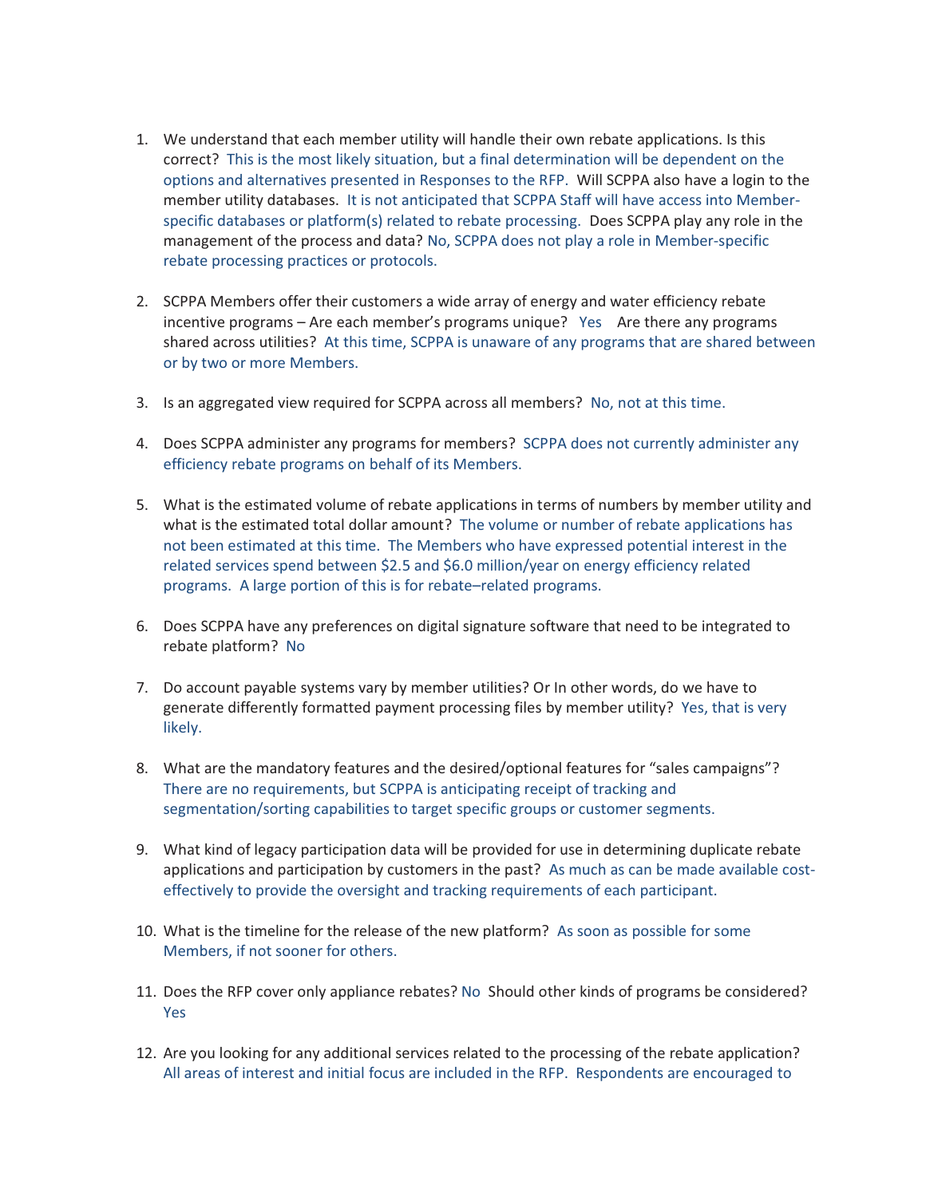1. We understand that each member utility will handle their own rebate applications. Is this correct? This is the most likely situation, but a final determination will be dependent on the options and alternatives presented in Responses to the RFP. Will SCPPA also have a login to the member utility databases. It is not anticipated that SCPPA Staff will have access into Member-specific databases or platform(s) related to rebate processing. Does SCPPA play any role in the management of the process and data? No, SCPPA does not play a role in Member-specific rebate processing practices or protocols.

2. SCPPA Members offer their customers a wide array of energy and water efficiency rebate incentive programs – Are each member's programs unique? Yes Are there any programs shared across utilities? At this time, SCPPA is unaware of any programs that are shared between or by two or more Members.

3. Is an aggregated view required for SCPPA across all members? No, not at this time.

4. Does SCPPA administer any programs for members? SCPPA does not currently administer any efficiency rebate programs on behalf of its Members.

5. What is the estimated volume of rebate applications in terms of numbers by member utility and what is the estimated total dollar amount? The volume or number of rebate applications has not been estimated at this time. The Members who have expressed potential interest in the related services spend between $2.5 and $6.0 million/year on energy efficiency related programs. A large portion of this is for rebate–related programs.

6. Does SCPPA have any preferences on digital signature software that need to be integrated to rebate platform? No

7. Do account payable systems vary by member utilities? Or In other words, do we have to generate differently formatted payment processing files by member utility? Yes, that is very likely.

8. What are the mandatory features and the desired/optional features for "sales campaigns"? There are no requirements, but SCPPA is anticipating receipt of tracking and segmentation/sorting capabilities to target specific groups or customer segments.

9. What kind of legacy participation data will be provided for use in determining duplicate rebate applications and participation by customers in the past? As much as can be made available cost-effectively to provide the oversight and tracking requirements of each participant.

10. What is the timeline for the release of the new platform? As soon as possible for some Members, if not sooner for others.

11. Does the RFP cover only appliance rebates? No Should other kinds of programs be considered? Yes

12. Are you looking for any additional services related to the processing of the rebate application? All areas of interest and initial focus are included in the RFP. Respondents are encouraged to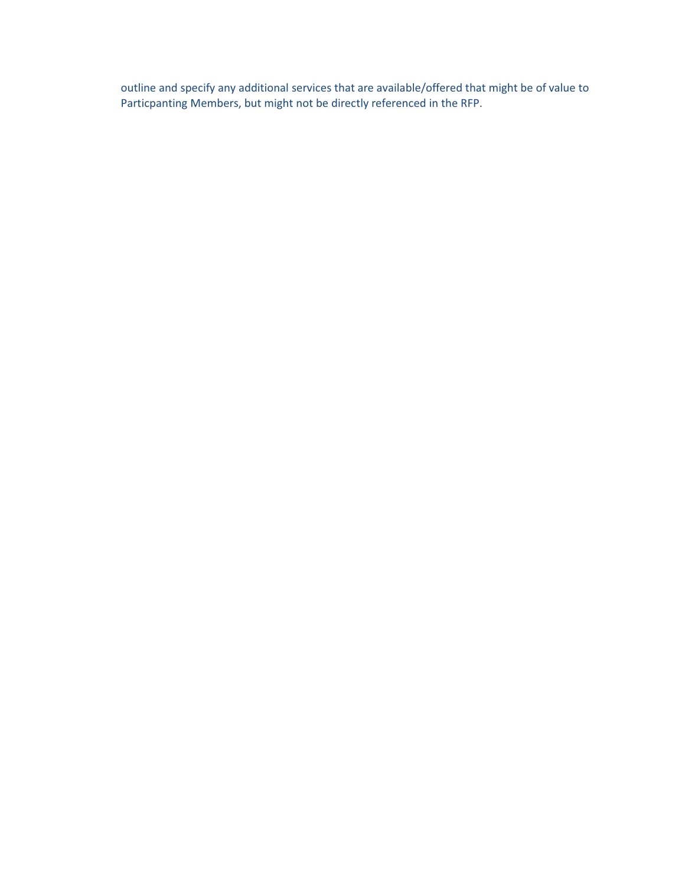outline and specify any additional services that are available/offered that might be of value to Particpanting Members, but might not be directly referenced in the RFP.